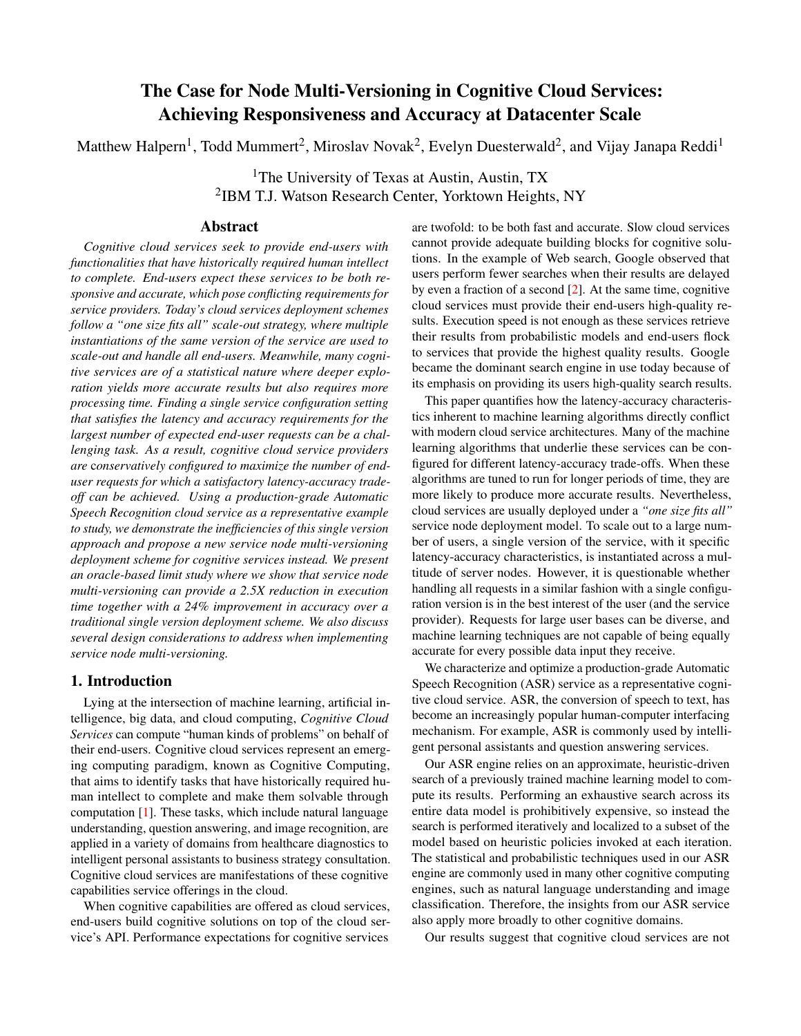# The Case for Node Multi-Versioning in Cognitive Cloud Services: Achieving Responsiveness and Accuracy at Datacenter Scale

Matthew Halpern[1], Todd Mummert[2], Miroslav Novak[2], Evelyn Duesterwald[2], and Vijay Janapa Reddi[1]

[1]The University of Texas at Austin, Austin, TX
[2]IBM T.J. Watson Research Center, Yorktown Heights, NY

## Abstract

*Cognitive cloud services seek to provide end-users with functionalities that have historically required human intellect to complete. End-users expect these services to be both responsive and accurate, which pose conflicting requirements for service providers. Today's cloud services deployment schemes follow a "one size fits all" scale-out strategy, where multiple instantiations of the same version of the service are used to scale-out and handle all end-users. Meanwhile, many cognitive services are of a statistical nature where deeper exploration yields more accurate results but also requires more processing time. Finding a single service configuration setting that satisfies the latency and accuracy requirements for the largest number of expected end-user requests can be a challenging task. As a result, cognitive cloud service providers are conservatively configured to maximize the number of end-user requests for which a satisfactory latency-accuracy trade-off can be achieved. Using a production-grade Automatic Speech Recognition cloud service as a representative example to study, we demonstrate the inefficiencies of this single version approach and propose a new service node multi-versioning deployment scheme for cognitive services instead. We present an oracle-based limit study where we show that service node multi-versioning can provide a 2.5X reduction in execution time together with a 24% improvement in accuracy over a traditional single version deployment scheme. We also discuss several design considerations to address when implementing service node multi-versioning.*

## 1. Introduction

Lying at the intersection of machine learning, artificial intelligence, big data, and cloud computing, *Cognitive Cloud Services* can compute "human kinds of problems" on behalf of their end-users. Cognitive cloud services represent an emerging computing paradigm, known as Cognitive Computing, that aims to identify tasks that have historically required human intellect to complete and make them solvable through computation [1]. These tasks, which include natural language understanding, question answering, and image recognition, are applied in a variety of domains from healthcare diagnostics to intelligent personal assistants to business strategy consultation. Cognitive cloud services are manifestations of these cognitive capabilities service offerings in the cloud.

When cognitive capabilities are offered as cloud services, end-users build cognitive solutions on top of the cloud service's API. Performance expectations for cognitive services are twofold: to be both fast and accurate. Slow cloud services cannot provide adequate building blocks for cognitive solutions. In the example of Web search, Google observed that users perform fewer searches when their results are delayed by even a fraction of a second [2]. At the same time, cognitive cloud services must provide their end-users high-quality results. Execution speed is not enough as these services retrieve their results from probabilistic models and end-users flock to services that provide the highest quality results. Google became the dominant search engine in use today because of its emphasis on providing its users high-quality search results.

This paper quantifies how the latency-accuracy characteristics inherent to machine learning algorithms directly conflict with modern cloud service architectures. Many of the machine learning algorithms that underlie these services can be configured for different latency-accuracy trade-offs. When these algorithms are tuned to run for longer periods of time, they are more likely to produce more accurate results. Nevertheless, cloud services are usually deployed under a *"one size fits all"* service node deployment model. To scale out to a large number of users, a single version of the service, with it specific latency-accuracy characteristics, is instantiated across a multitude of server nodes. However, it is questionable whether handling all requests in a similar fashion with a single configuration version is in the best interest of the user (and the service provider). Requests for large user bases can be diverse, and machine learning techniques are not capable of being equally accurate for every possible data input they receive.

We characterize and optimize a production-grade Automatic Speech Recognition (ASR) service as a representative cognitive cloud service. ASR, the conversion of speech to text, has become an increasingly popular human-computer interfacing mechanism. For example, ASR is commonly used by intelligent personal assistants and question answering services.

Our ASR engine relies on an approximate, heuristic-driven search of a previously trained machine learning model to compute its results. Performing an exhaustive search across its entire data model is prohibitively expensive, so instead the search is performed iteratively and localized to a subset of the model based on heuristic policies invoked at each iteration. The statistical and probabilistic techniques used in our ASR engine are commonly used in many other cognitive computing engines, such as natural language understanding and image classification. Therefore, the insights from our ASR service also apply more broadly to other cognitive domains.

Our results suggest that cognitive cloud services are not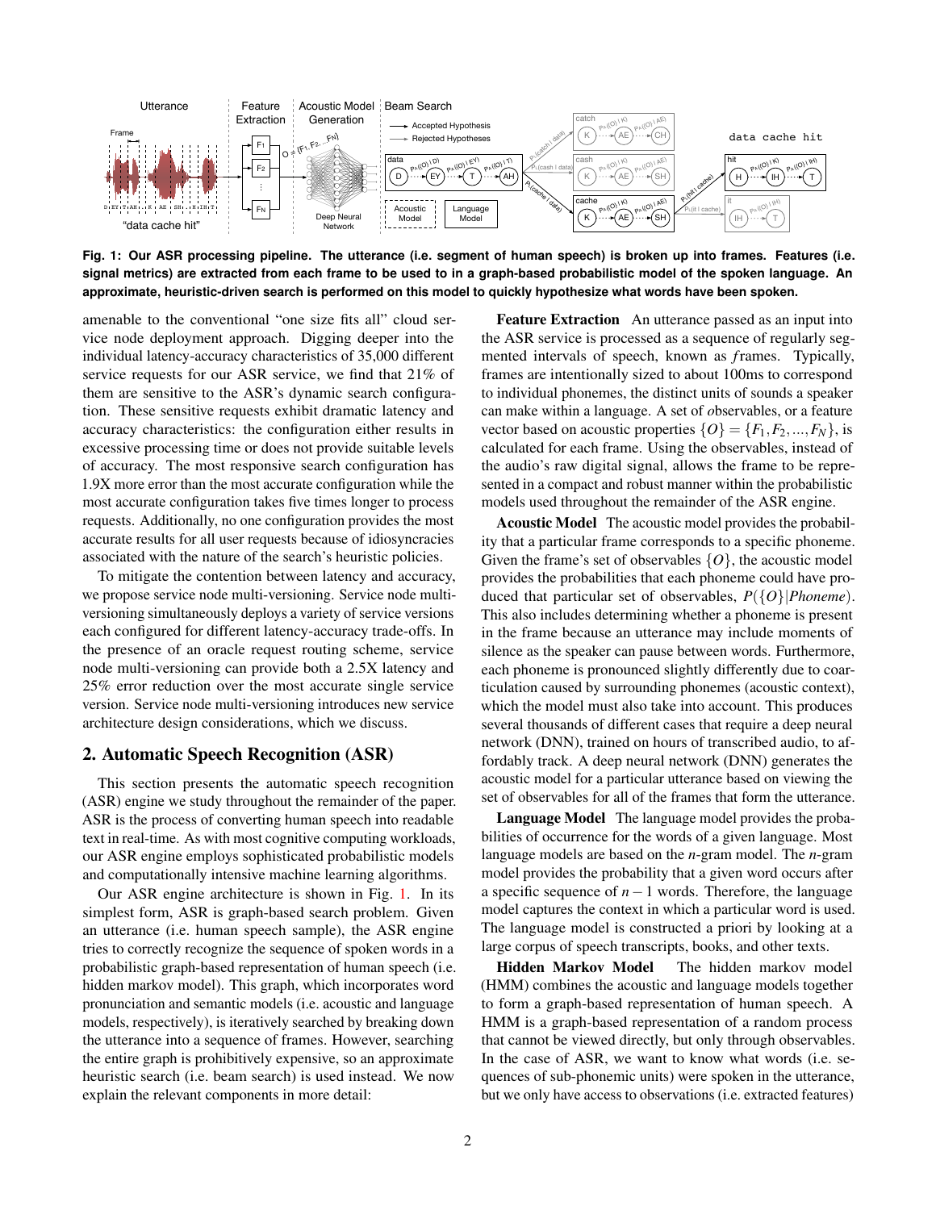**Fig. 1: Our ASR processing pipeline. The utterance (i.e. segment of human speech) is broken up into frames. Features (i.e. signal metrics) are extracted from each frame to be used to in a graph-based probabilistic model of the spoken language. An approximate, heuristic-driven search is performed on this model to quickly hypothesize what words have been spoken.**

amenable to the conventional "one size fits all" cloud service node deployment approach. Digging deeper into the individual latency-accuracy characteristics of 35,000 different service requests for our ASR service, we find that 21% of them are sensitive to the ASR's dynamic search configuration. These sensitive requests exhibit dramatic latency and accuracy characteristics: the configuration either results in excessive processing time or does not provide suitable levels of accuracy. The most responsive search configuration has 1.9X more error than the most accurate configuration while the most accurate configuration takes five times longer to process requests. Additionally, no one configuration provides the most accurate results for all user requests because of idiosyncracies associated with the nature of the search's heuristic policies.

To mitigate the contention between latency and accuracy, we propose service node multi-versioning. Service node multi-versioning simultaneously deploys a variety of service versions each configured for different latency-accuracy trade-offs. In the presence of an oracle request routing scheme, service node multi-versioning can provide both a 2.5X latency and 25% error reduction over the most accurate single service version. Service node multi-versioning introduces new service architecture design considerations, which we discuss.

## 2. Automatic Speech Recognition (ASR)

This section presents the automatic speech recognition (ASR) engine we study throughout the remainder of the paper. ASR is the process of converting human speech into readable text in real-time. As with most cognitive computing workloads, our ASR engine employs sophisticated probabilistic models and computationally intensive machine learning algorithms.

Our ASR engine architecture is shown in Fig. 1. In its simplest form, ASR is graph-based search problem. Given an utterance (i.e. human speech sample), the ASR engine tries to correctly recognize the sequence of spoken words in a probabilistic graph-based representation of human speech (i.e. hidden markov model). This graph, which incorporates word pronunciation and semantic models (i.e. acoustic and language models, respectively), is iteratively searched by breaking down the utterance into a sequence of frames. However, searching the entire graph is prohibitively expensive, so an approximate heuristic search (i.e. beam search) is used instead. We now explain the relevant components in more detail:

**Feature Extraction** An utterance passed as an input into the ASR service is processed as a sequence of regularly segmented intervals of speech, known as *f*rames. Typically, frames are intentionally sized to about 100ms to correspond to individual phonemes, the distinct units of sounds a speaker can make within a language. A set of *o*bservables, or a feature vector based on acoustic properties $\{O\} = \{F_1, F_2, ..., F_N\}$, is calculated for each frame. Using the observables, instead of the audio's raw digital signal, allows the frame to be represented in a compact and robust manner within the probabilistic models used throughout the remainder of the ASR engine.

**Acoustic Model** The acoustic model provides the probability that a particular frame corresponds to a specific phoneme. Given the frame's set of observables $\{O\}$, the acoustic model provides the probabilities that each phoneme could have produced that particular set of observables, $P(\{O\}|Phoneme)$. This also includes determining whether a phoneme is present in the frame because an utterance may include moments of silence as the speaker can pause between words. Furthermore, each phoneme is pronounced slightly differently due to coarticulation caused by surrounding phonemes (acoustic context), which the model must also take into account. This produces several thousands of different cases that require a deep neural network (DNN), trained on hours of transcribed audio, to affordably track. A deep neural network (DNN) generates the acoustic model for a particular utterance based on viewing the set of observables for all of the frames that form the utterance.

**Language Model** The language model provides the probabilities of occurrence for the words of a given language. Most language models are based on the *n*-gram model. The *n*-gram model provides the probability that a given word occurs after a specific sequence of $n-1$ words. Therefore, the language model captures the context in which a particular word is used. The language model is constructed a priori by looking at a large corpus of speech transcripts, books, and other texts.

**Hidden Markov Model** The hidden markov model (HMM) combines the acoustic and language models together to form a graph-based representation of human speech. A HMM is a graph-based representation of a random process that cannot be viewed directly, but only through observables. In the case of ASR, we want to know what words (i.e. sequences of sub-phonemic units) were spoken in the utterance, but we only have access to observations (i.e. extracted features)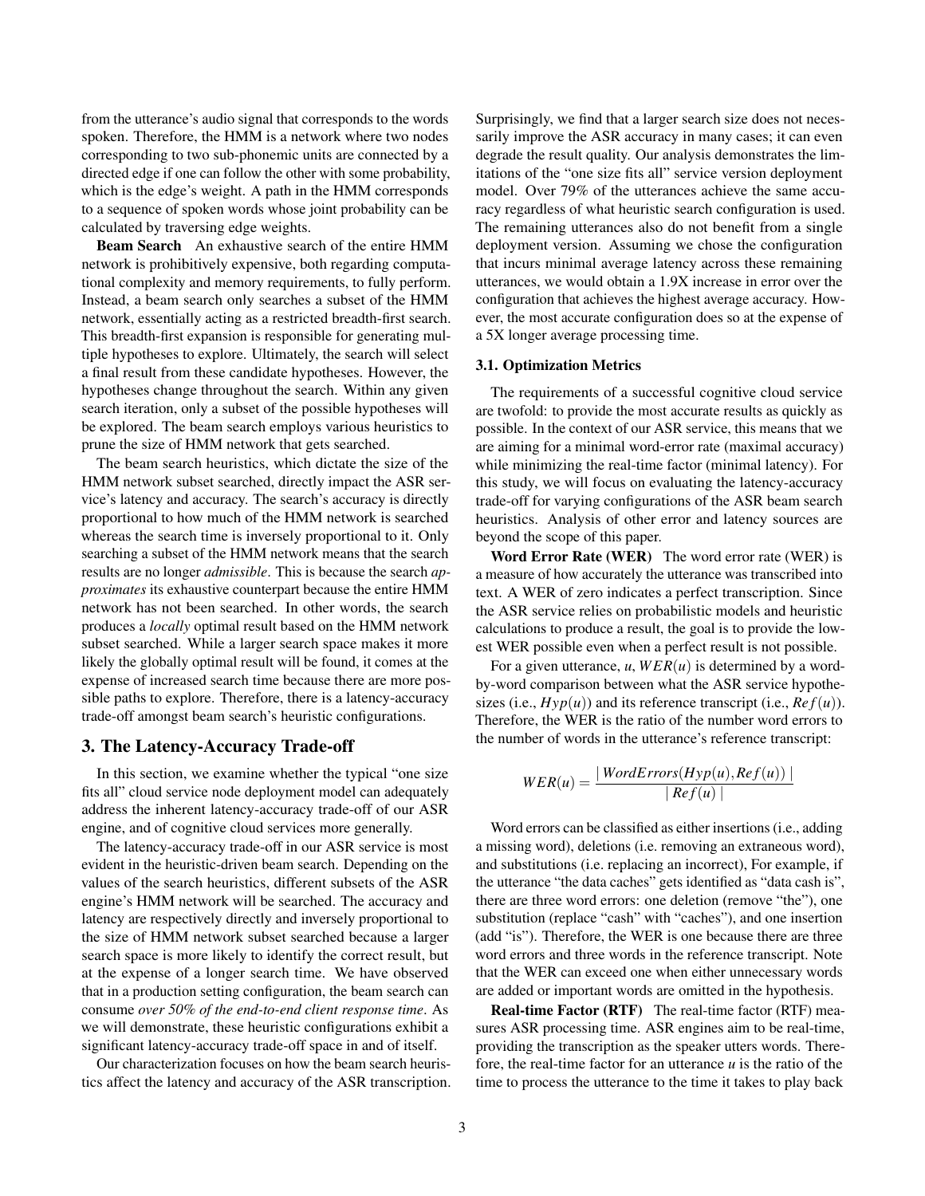from the utterance's audio signal that corresponds to the words spoken. Therefore, the HMM is a network where two nodes corresponding to two sub-phonemic units are connected by a directed edge if one can follow the other with some probability, which is the edge's weight. A path in the HMM corresponds to a sequence of spoken words whose joint probability can be calculated by traversing edge weights.

**Beam Search** An exhaustive search of the entire HMM network is prohibitively expensive, both regarding computational complexity and memory requirements, to fully perform. Instead, a beam search only searches a subset of the HMM network, essentially acting as a restricted breadth-first search. This breadth-first expansion is responsible for generating multiple hypotheses to explore. Ultimately, the search will select a final result from these candidate hypotheses. However, the hypotheses change throughout the search. Within any given search iteration, only a subset of the possible hypotheses will be explored. The beam search employs various heuristics to prune the size of HMM network that gets searched.

The beam search heuristics, which dictate the size of the HMM network subset searched, directly impact the ASR service's latency and accuracy. The search's accuracy is directly proportional to how much of the HMM network is searched whereas the search time is inversely proportional to it. Only searching a subset of the HMM network means that the search results are no longer *admissible*. This is because the search *approximates* its exhaustive counterpart because the entire HMM network has not been searched. In other words, the search produces a *locally* optimal result based on the HMM network subset searched. While a larger search space makes it more likely the globally optimal result will be found, it comes at the expense of increased search time because there are more possible paths to explore. Therefore, there is a latency-accuracy trade-off amongst beam search's heuristic configurations.

## 3. The Latency-Accuracy Trade-off

In this section, we examine whether the typical "one size fits all" cloud service node deployment model can adequately address the inherent latency-accuracy trade-off of our ASR engine, and of cognitive cloud services more generally.

The latency-accuracy trade-off in our ASR service is most evident in the heuristic-driven beam search. Depending on the values of the search heuristics, different subsets of the ASR engine's HMM network will be searched. The accuracy and latency are respectively directly and inversely proportional to the size of HMM network subset searched because a larger search space is more likely to identify the correct result, but at the expense of a longer search time. We have observed that in a production setting configuration, the beam search can consume *over 50% of the end-to-end client response time*. As we will demonstrate, these heuristic configurations exhibit a significant latency-accuracy trade-off space in and of itself.

Our characterization focuses on how the beam search heuristics affect the latency and accuracy of the ASR transcription. Surprisingly, we find that a larger search size does not necessarily improve the ASR accuracy in many cases; it can even degrade the result quality. Our analysis demonstrates the limitations of the "one size fits all" service version deployment model. Over 79% of the utterances achieve the same accuracy regardless of what heuristic search configuration is used. The remaining utterances also do not benefit from a single deployment version. Assuming we chose the configuration that incurs minimal average latency across these remaining utterances, we would obtain a 1.9X increase in error over the configuration that achieves the highest average accuracy. However, the most accurate configuration does so at the expense of a 5X longer average processing time.

### 3.1. Optimization Metrics

The requirements of a successful cognitive cloud service are twofold: to provide the most accurate results as quickly as possible. In the context of our ASR service, this means that we are aiming for a minimal word-error rate (maximal accuracy) while minimizing the real-time factor (minimal latency). For this study, we will focus on evaluating the latency-accuracy trade-off for varying configurations of the ASR beam search heuristics. Analysis of other error and latency sources are beyond the scope of this paper.

**Word Error Rate (WER)** The word error rate (WER) is a measure of how accurately the utterance was transcribed into text. A WER of zero indicates a perfect transcription. Since the ASR service relies on probabilistic models and heuristic calculations to produce a result, the goal is to provide the lowest WER possible even when a perfect result is not possible.

For a given utterance, $u$, $WER(u)$ is determined by a word-by-word comparison between what the ASR service hypothesizes (i.e., $Hyp(u)$) and its reference transcript (i.e., $Ref(u)$). Therefore, the WER is the ratio of the number word errors to the number of words in the utterance's reference transcript:

$$WER(u) = \frac{|\,WordErrors(Hyp(u), Ref(u))\,|}{|\,Ref(u)\,|}$$

Word errors can be classified as either insertions (i.e., adding a missing word), deletions (i.e. removing an extraneous word), and substitutions (i.e. replacing an incorrect), For example, if the utterance "the data caches" gets identified as "data cash is", there are three word errors: one deletion (remove "the"), one substitution (replace "cash" with "caches"), and one insertion (add "is"). Therefore, the WER is one because there are three word errors and three words in the reference transcript. Note that the WER can exceed one when either unnecessary words are added or important words are omitted in the hypothesis.

**Real-time Factor (RTF)** The real-time factor (RTF) measures ASR processing time. ASR engines aim to be real-time, providing the transcription as the speaker utters words. Therefore, the real-time factor for an utterance $u$ is the ratio of the time to process the utterance to the time it takes to play back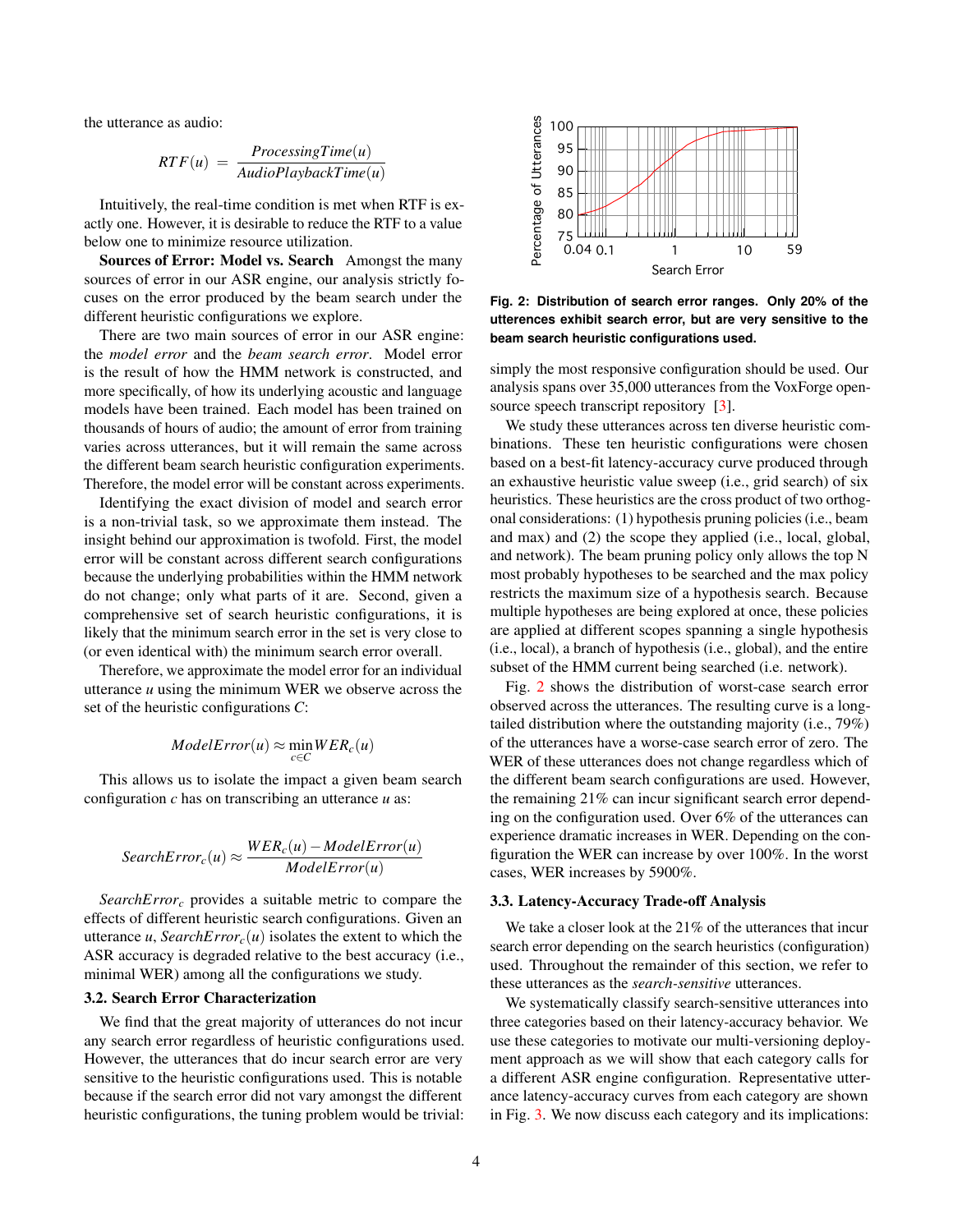the utterance as audio:

$$RTF(u) = \frac{ProcessingTime(u)}{AudioPlaybackTime(u)}$$

Intuitively, the real-time condition is met when RTF is exactly one. However, it is desirable to reduce the RTF to a value below one to minimize resource utilization.

**Sources of Error: Model vs. Search** Amongst the many sources of error in our ASR engine, our analysis strictly focuses on the error produced by the beam search under the different heuristic configurations we explore.

There are two main sources of error in our ASR engine: the *model error* and the *beam search error*. Model error is the result of how the HMM network is constructed, and more specifically, of how its underlying acoustic and language models have been trained. Each model has been trained on thousands of hours of audio; the amount of error from training varies across utterances, but it will remain the same across the different beam search heuristic configuration experiments. Therefore, the model error will be constant across experiments.

Identifying the exact division of model and search error is a non-trivial task, so we approximate them instead. The insight behind our approximation is twofold. First, the model error will be constant across different search configurations because the underlying probabilities within the HMM network do not change; only what parts of it are. Second, given a comprehensive set of search heuristic configurations, it is likely that the minimum search error in the set is very close to (or even identical with) the minimum search error overall.

Therefore, we approximate the model error for an individual utterance $u$ using the minimum WER we observe across the set of the heuristic configurations $C$:

$$ModelError(u) \approx \min_{c \in C} WER_c(u)$$

This allows us to isolate the impact a given beam search configuration $c$ has on transcribing an utterance $u$ as:

$$SearchError_c(u) \approx \frac{WER_c(u) - ModelError(u)}{ModelError(u)}$$

$SearchError_c$ provides a suitable metric to compare the effects of different heuristic search configurations. Given an utterance $u$, $SearchError_c(u)$ isolates the extent to which the ASR accuracy is degraded relative to the best accuracy (i.e., minimal WER) among all the configurations we study.

### 3.2. Search Error Characterization

We find that the great majority of utterances do not incur any search error regardless of heuristic configurations used. However, the utterances that do incur search error are very sensitive to the heuristic configurations used. This is notable because if the search error did not vary amongst the different heuristic configurations, the tuning problem would be trivial: simply the most responsive configuration should be used. Our analysis spans over 35,000 utterances from the VoxForge open-source speech transcript repository [3].

**Fig. 2: Distribution of search error ranges. Only 20% of the utterences exhibit search error, but are very sensitive to the beam search heuristic configurations used.**

We study these utterances across ten diverse heuristic combinations. These ten heuristic configurations were chosen based on a best-fit latency-accuracy curve produced through an exhaustive heuristic value sweep (i.e., grid search) of six heuristics. These heuristics are the cross product of two orthogonal considerations: (1) hypothesis pruning policies (i.e., beam and max) and (2) the scope they applied (i.e., local, global, and network). The beam pruning policy only allows the top N most probably hypotheses to be searched and the max policy restricts the maximum size of a hypothesis search. Because multiple hypotheses are being explored at once, these policies are applied at different scopes spanning a single hypothesis (i.e., local), a branch of hypothesis (i.e., global), and the entire subset of the HMM current being searched (i.e. network).

Fig. 2 shows the distribution of worst-case search error observed across the utterances. The resulting curve is a long-tailed distribution where the outstanding majority (i.e., 79%) of the utterances have a worse-case search error of zero. The WER of these utterances does not change regardless which of the different beam search configurations are used. However, the remaining 21% can incur significant search error depending on the configuration used. Over 6% of the utterances can experience dramatic increases in WER. Depending on the configuration the WER can increase by over 100%. In the worst cases, WER increases by 5900%.

### 3.3. Latency-Accuracy Trade-off Analysis

We take a closer look at the 21% of the utterances that incur search error depending on the search heuristics (configuration) used. Throughout the remainder of this section, we refer to these utterances as the *search-sensitive* utterances.

We systematically classify search-sensitive utterances into three categories based on their latency-accuracy behavior. We use these categories to motivate our multi-versioning deployment approach as we will show that each category calls for a different ASR engine configuration. Representative utterance latency-accuracy curves from each category are shown in Fig. 3. We now discuss each category and its implications: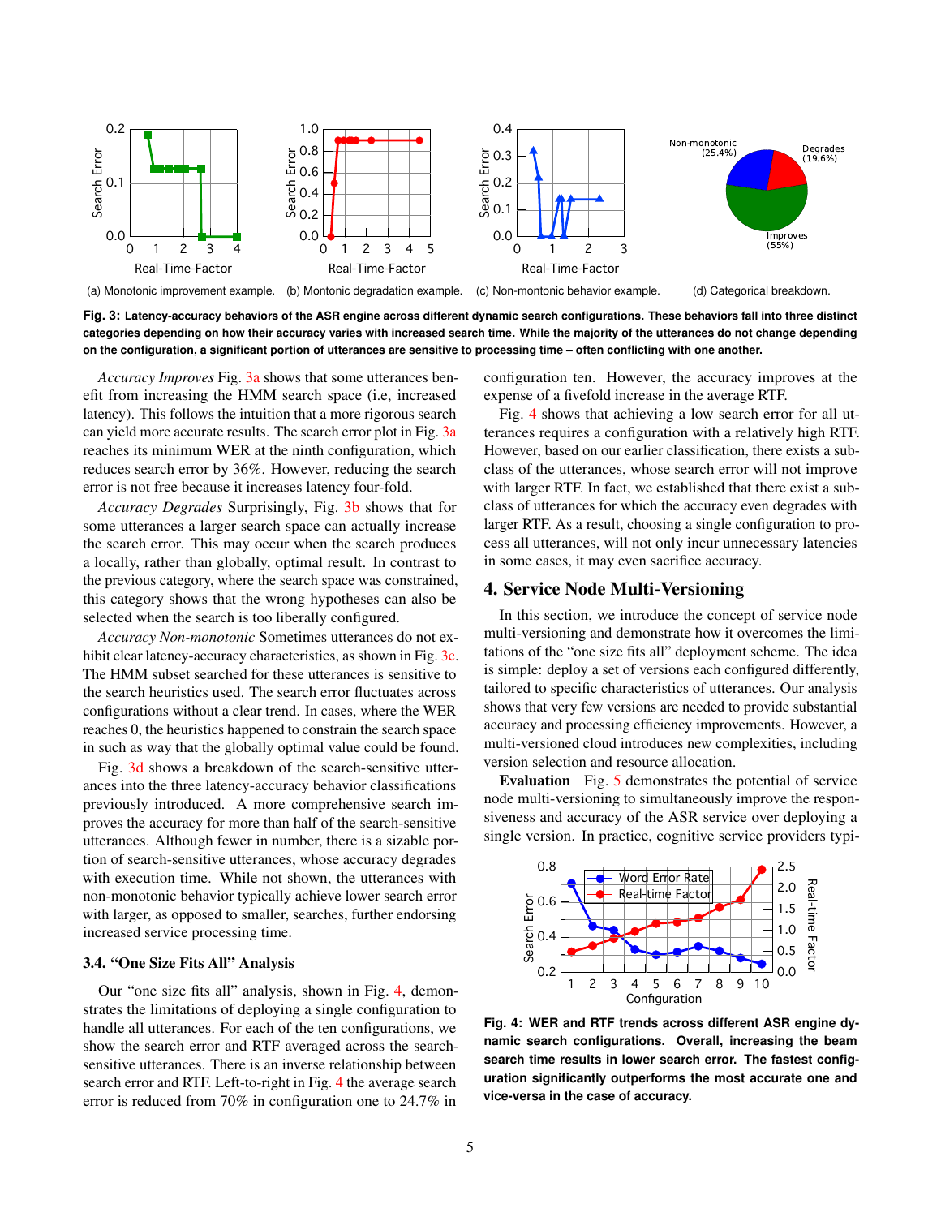(a) Monotonic improvement example. (b) Montonic degradation example. (c) Non-montonic behavior example. (d) Categorical breakdown.

**Fig. 3: Latency-accuracy behaviors of the ASR engine across different dynamic search configurations. These behaviors fall into three distinct categories depending on how their accuracy varies with increased search time. While the majority of the utterances do not change depending on the configuration, a significant portion of utterances are sensitive to processing time – often conflicting with one another.**

*Accuracy Improves* Fig. 3a shows that some utterances benefit from increasing the HMM search space (i.e, increased latency). This follows the intuition that a more rigorous search can yield more accurate results. The search error plot in Fig. 3a reaches its minimum WER at the ninth configuration, which reduces search error by 36%. However, reducing the search error is not free because it increases latency four-fold.

*Accuracy Degrades* Surprisingly, Fig. 3b shows that for some utterances a larger search space can actually increase the search error. This may occur when the search produces a locally, rather than globally, optimal result. In contrast to the previous category, where the search space was constrained, this category shows that the wrong hypotheses can also be selected when the search is too liberally configured.

*Accuracy Non-monotonic* Sometimes utterances do not exhibit clear latency-accuracy characteristics, as shown in Fig. 3c. The HMM subset searched for these utterances is sensitive to the search heuristics used. The search error fluctuates across configurations without a clear trend. In cases, where the WER reaches 0, the heuristics happened to constrain the search space in such as way that the globally optimal value could be found.

Fig. 3d shows a breakdown of the search-sensitive utterances into the three latency-accuracy behavior classifications previously introduced. A more comprehensive search improves the accuracy for more than half of the search-sensitive utterances. Although fewer in number, there is a sizable portion of search-sensitive utterances, whose accuracy degrades with execution time. While not shown, the utterances with non-monotonic behavior typically achieve lower search error with larger, as opposed to smaller, searches, further endorsing increased service processing time.

### 3.4. "One Size Fits All" Analysis

Our "one size fits all" analysis, shown in Fig. 4, demonstrates the limitations of deploying a single configuration to handle all utterances. For each of the ten configurations, we show the search error and RTF averaged across the search-sensitive utterances. There is an inverse relationship between search error and RTF. Left-to-right in Fig. 4 the average search error is reduced from 70% in configuration one to 24.7% in configuration ten. However, the accuracy improves at the expense of a fivefold increase in the average RTF.

Fig. 4 shows that achieving a low search error for all utterances requires a configuration with a relatively high RTF. However, based on our earlier classification, there exists a subclass of the utterances, whose search error will not improve with larger RTF. In fact, we established that there exist a subclass of utterances for which the accuracy even degrades with larger RTF. As a result, choosing a single configuration to process all utterances, will not only incur unnecessary latencies in some cases, it may even sacrifice accuracy.

**Fig. 4: WER and RTF trends across different ASR engine dynamic search configurations. Overall, increasing the beam search time results in lower search error. The fastest configuration significantly outperforms the most accurate one and vice-versa in the case of accuracy.**

## 4. Service Node Multi-Versioning

In this section, we introduce the concept of service node multi-versioning and demonstrate how it overcomes the limitations of the "one size fits all" deployment scheme. The idea is simple: deploy a set of versions each configured differently, tailored to specific characteristics of utterances. Our analysis shows that very few versions are needed to provide substantial accuracy and processing efficiency improvements. However, a multi-versioned cloud introduces new complexities, including version selection and resource allocation.

**Evaluation** Fig. 5 demonstrates the potential of service node multi-versioning to simultaneously improve the responsiveness and accuracy of the ASR service over deploying a single version. In practice, cognitive service providers typi-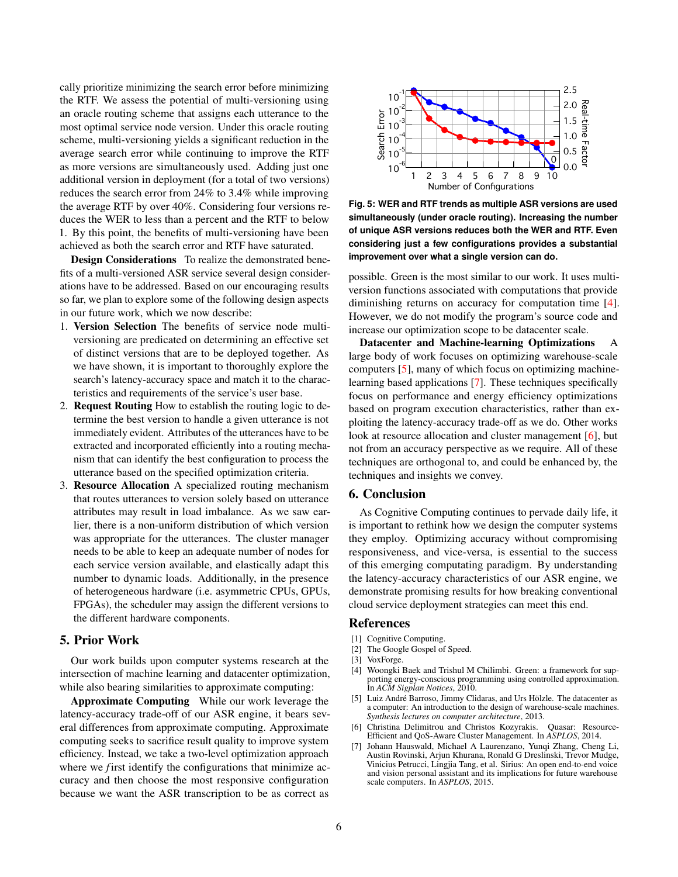cally prioritize minimizing the search error before minimizing the RTF. We assess the potential of multi-versioning using an oracle routing scheme that assigns each utterance to the most optimal service node version. Under this oracle routing scheme, multi-versioning yields a significant reduction in the average search error while continuing to improve the RTF as more versions are simultaneously used. Adding just one additional version in deployment (for a total of two versions) reduces the search error from 24% to 3.4% while improving the average RTF by over 40%. Considering four versions reduces the WER to less than a percent and the RTF to below 1. By this point, the benefits of multi-versioning have been achieved as both the search error and RTF have saturated.

**Design Considerations** To realize the demonstrated benefits of a multi-versioned ASR service several design considerations have to be addressed. Based on our encouraging results so far, we plan to explore some of the following design aspects in our future work, which we now describe:

1. **Version Selection** The benefits of service node multi-versioning are predicated on determining an effective set of distinct versions that are to be deployed together. As we have shown, it is important to thoroughly explore the search's latency-accuracy space and match it to the characteristics and requirements of the service's user base.
2. **Request Routing** How to establish the routing logic to determine the best version to handle a given utterance is not immediately evident. Attributes of the utterances have to be extracted and incorporated efficiently into a routing mechanism that can identify the best configuration to process the utterance based on the specified optimization criteria.
3. **Resource Allocation** A specialized routing mechanism that routes utterances to version solely based on utterance attributes may result in load imbalance. As we saw earlier, there is a non-uniform distribution of which version was appropriate for the utterances. The cluster manager needs to be able to keep an adequate number of nodes for each service version available, and elastically adapt this number to dynamic loads. Additionally, in the presence of heterogeneous hardware (i.e. asymmetric CPUs, GPUs, FPGAs), the scheduler may assign the different versions to the different hardware components.

## 5. Prior Work

Our work builds upon computer systems research at the intersection of machine learning and datacenter optimization, while also bearing similarities to approximate computing:

**Approximate Computing** While our work leverage the latency-accuracy trade-off of our ASR engine, it bears several differences from approximate computing. Approximate computing seeks to sacrifice result quality to improve system efficiency. Instead, we take a two-level optimization approach where we *f*irst identify the configurations that minimize accuracy and then choose the most responsive configuration because we want the ASR transcription to be as correct as possible. Green is the most similar to our work. It uses multi-version functions associated with computations that provide diminishing returns on accuracy for computation time [4]. However, we do not modify the program's source code and increase our optimization scope to be datacenter scale.

**Datacenter and Machine-learning Optimizations** A large body of work focuses on optimizing warehouse-scale computers [5], many of which focus on optimizing machine-learning based applications [7]. These techniques specifically focus on performance and energy efficiency optimizations based on program execution characteristics, rather than exploiting the latency-accuracy trade-off as we do. Other works look at resource allocation and cluster management [6], but not from an accuracy perspective as we require. All of these techniques are orthogonal to, and could be enhanced by, the techniques and insights we convey.

Search Error
$10^{-1}$
$10^{-2}$
$10^{-3}$
$10^{-4}$
$10^{-5}$
$10^{-6}$
Real-time Factor
2.5
2.0
1.5
1.0
0.5
0.0
0
1 2 3 4 5 6 7 8 9 10
Number of Configurations

**Fig. 5: WER and RTF trends as multiple ASR versions are used simultaneously (under oracle routing). Increasing the number of unique ASR versions reduces both the WER and RTF. Even considering just a few configurations provides a substantial improvement over what a single version can do.**

## 6. Conclusion

As Cognitive Computing continues to pervade daily life, it is important to rethink how we design the computer systems they employ. Optimizing accuracy without compromising responsiveness, and vice-versa, is essential to the success of this emerging computing paradigm. By understanding the latency-accuracy characteristics of our ASR engine, we demonstrate promising results for how breaking conventional cloud service deployment strategies can meet this end.

## References

[1] Cognitive Computing.

[2] The Google Gospel of Speed.

[3] VoxForge.

[4] Woongki Baek and Trishul M Chilimbi. Green: a framework for supporting energy-conscious programming using controlled approximation. In *ACM Sigplan Notices*, 2010.

[5] Luiz André Barroso, Jimmy Clidaras, and Urs Hölzle. The datacenter as a computer: An introduction to the design of warehouse-scale machines. *Synthesis lectures on computer architecture*, 2013.

[6] Christina Delimitrou and Christos Kozyrakis. Quasar: Resource-Efficient and QoS-Aware Cluster Management. In *ASPLOS*, 2014.

[7] Johann Hauswald, Michael A Laurenzano, Yunqi Zhang, Cheng Li, Austin Rovinski, Arjun Khurana, Ronald G Dreslinski, Trevor Mudge, Vinicius Petrucci, Lingjia Tang, et al. Sirius: An open end-to-end voice and vision personal assistant and its implications for future warehouse scale computers. In *ASPLOS*, 2015.